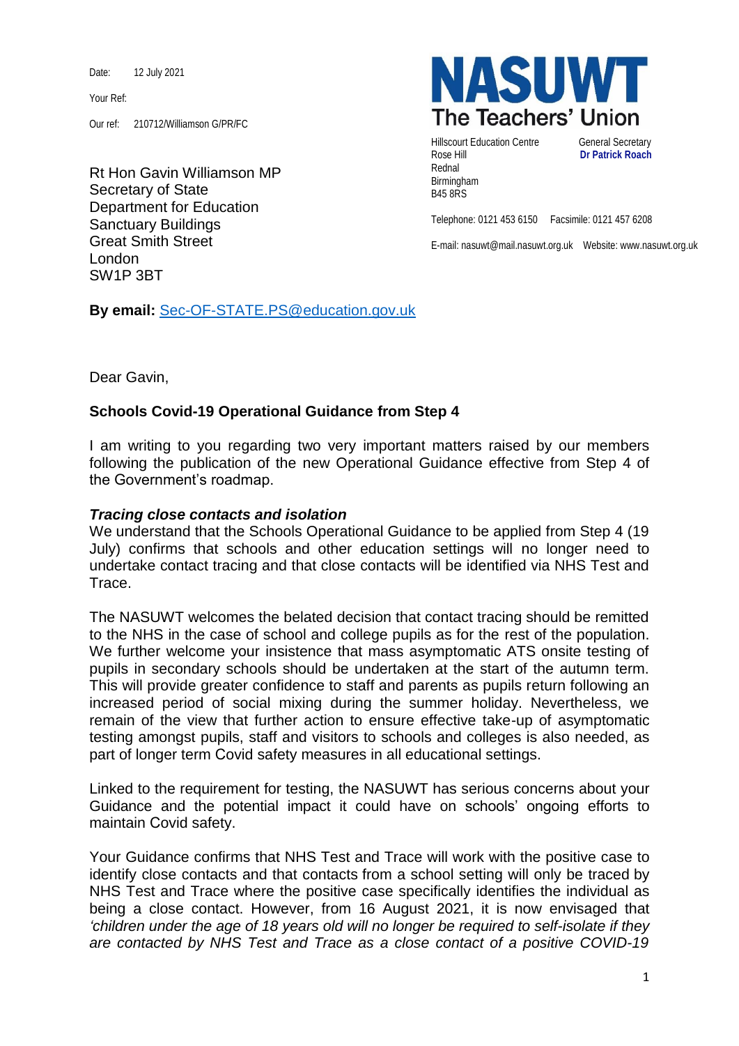Date: 12 July 2021

Your Ref:

Our ref: 210712/Williamson G/PR/FC

**NASUWT**
**The Teachers' Union**

Hillscourt Education Centre
Rose Hill
Rednal
Birmingham
B45 8RS

General Secretary
**Dr Patrick Roach**

Telephone: 0121 453 6150 Facsimile: 0121 457 6208

E-mail: nasuwt@mail.nasuwt.org.uk Website: www.nasuwt.org.uk

Rt Hon Gavin Williamson MP
Secretary of State
Department for Education
Sanctuary Buildings
Great Smith Street
London
SW1P 3BT

**By email:** Sec-OF-STATE.PS@education.gov.uk

Dear Gavin,

**Schools Covid-19 Operational Guidance from Step 4**

I am writing to you regarding two very important matters raised by our members following the publication of the new Operational Guidance effective from Step 4 of the Government's roadmap.

***Tracing close contacts and isolation***

We understand that the Schools Operational Guidance to be applied from Step 4 (19 July) confirms that schools and other education settings will no longer need to undertake contact tracing and that close contacts will be identified via NHS Test and Trace.

The NASUWT welcomes the belated decision that contact tracing should be remitted to the NHS in the case of school and college pupils as for the rest of the population. We further welcome your insistence that mass asymptomatic ATS onsite testing of pupils in secondary schools should be undertaken at the start of the autumn term. This will provide greater confidence to staff and parents as pupils return following an increased period of social mixing during the summer holiday. Nevertheless, we remain of the view that further action to ensure effective take-up of asymptomatic testing amongst pupils, staff and visitors to schools and colleges is also needed, as part of longer term Covid safety measures in all educational settings.

Linked to the requirement for testing, the NASUWT has serious concerns about your Guidance and the potential impact it could have on schools' ongoing efforts to maintain Covid safety.

Your Guidance confirms that NHS Test and Trace will work with the positive case to identify close contacts and that contacts from a school setting will only be traced by NHS Test and Trace where the positive case specifically identifies the individual as being a close contact. However, from 16 August 2021, it is now envisaged that *'children under the age of 18 years old will no longer be required to self-isolate if they are contacted by NHS Test and Trace as a close contact of a positive COVID-19*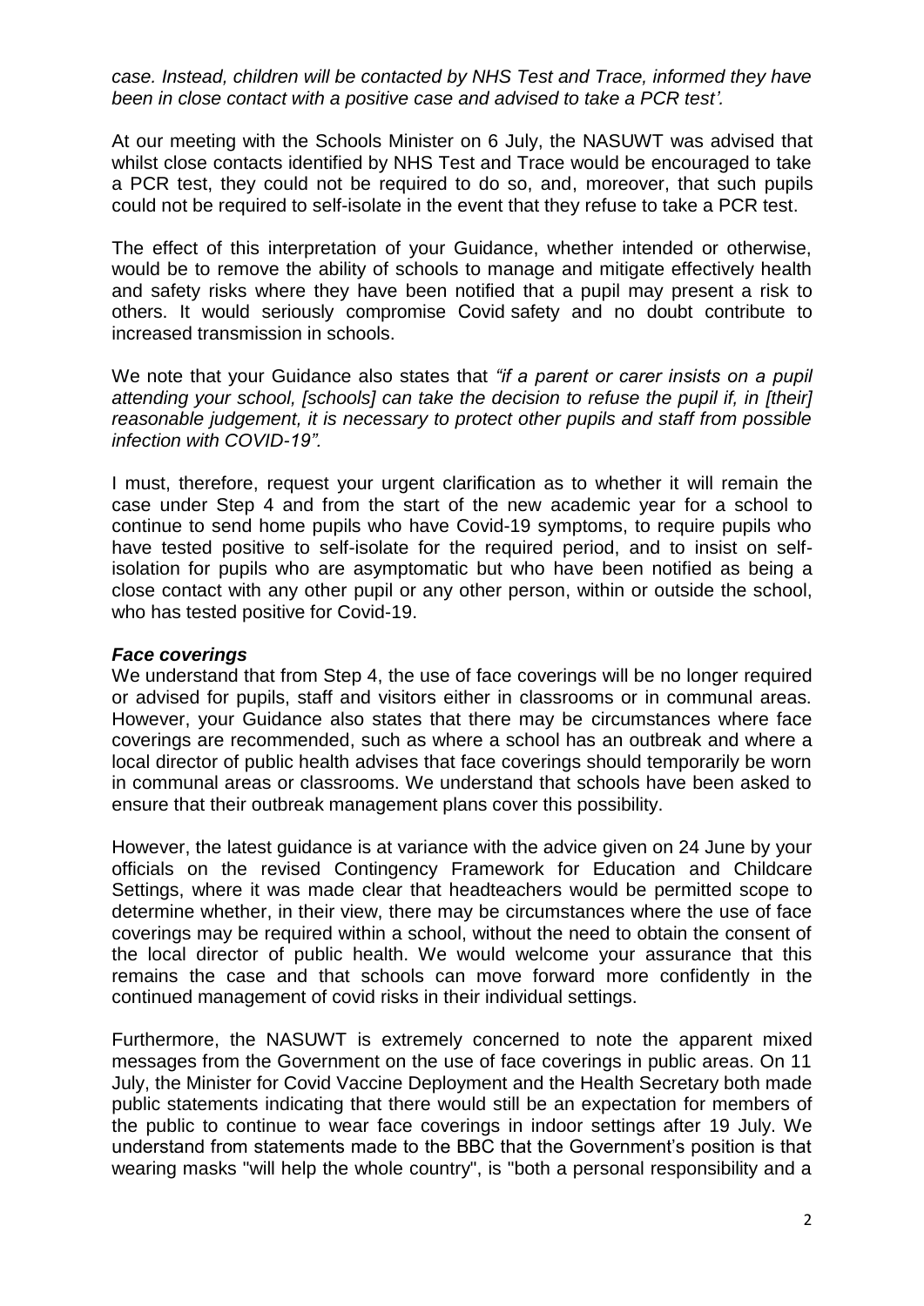*case. Instead, children will be contacted by NHS Test and Trace, informed they have been in close contact with a positive case and advised to take a PCR test'.*

At our meeting with the Schools Minister on 6 July, the NASUWT was advised that whilst close contacts identified by NHS Test and Trace would be encouraged to take a PCR test, they could not be required to do so, and, moreover, that such pupils could not be required to self-isolate in the event that they refuse to take a PCR test.

The effect of this interpretation of your Guidance, whether intended or otherwise, would be to remove the ability of schools to manage and mitigate effectively health and safety risks where they have been notified that a pupil may present a risk to others. It would seriously compromise Covid safety and no doubt contribute to increased transmission in schools.

We note that your Guidance also states that *"if a parent or carer insists on a pupil attending your school, [schools] can take the decision to refuse the pupil if, in [their] reasonable judgement, it is necessary to protect other pupils and staff from possible infection with COVID-19".*

I must, therefore, request your urgent clarification as to whether it will remain the case under Step 4 and from the start of the new academic year for a school to continue to send home pupils who have Covid-19 symptoms, to require pupils who have tested positive to self-isolate for the required period, and to insist on self-isolation for pupils who are asymptomatic but who have been notified as being a close contact with any other pupil or any other person, within or outside the school, who has tested positive for Covid-19.

***Face coverings***

We understand that from Step 4, the use of face coverings will be no longer required or advised for pupils, staff and visitors either in classrooms or in communal areas. However, your Guidance also states that there may be circumstances where face coverings are recommended, such as where a school has an outbreak and where a local director of public health advises that face coverings should temporarily be worn in communal areas or classrooms. We understand that schools have been asked to ensure that their outbreak management plans cover this possibility.

However, the latest guidance is at variance with the advice given on 24 June by your officials on the revised Contingency Framework for Education and Childcare Settings, where it was made clear that headteachers would be permitted scope to determine whether, in their view, there may be circumstances where the use of face coverings may be required within a school, without the need to obtain the consent of the local director of public health. We would welcome your assurance that this remains the case and that schools can move forward more confidently in the continued management of covid risks in their individual settings.

Furthermore, the NASUWT is extremely concerned to note the apparent mixed messages from the Government on the use of face coverings in public areas. On 11 July, the Minister for Covid Vaccine Deployment and the Health Secretary both made public statements indicating that there would still be an expectation for members of the public to continue to wear face coverings in indoor settings after 19 July. We understand from statements made to the BBC that the Government's position is that wearing masks "will help the whole country", is "both a personal responsibility and a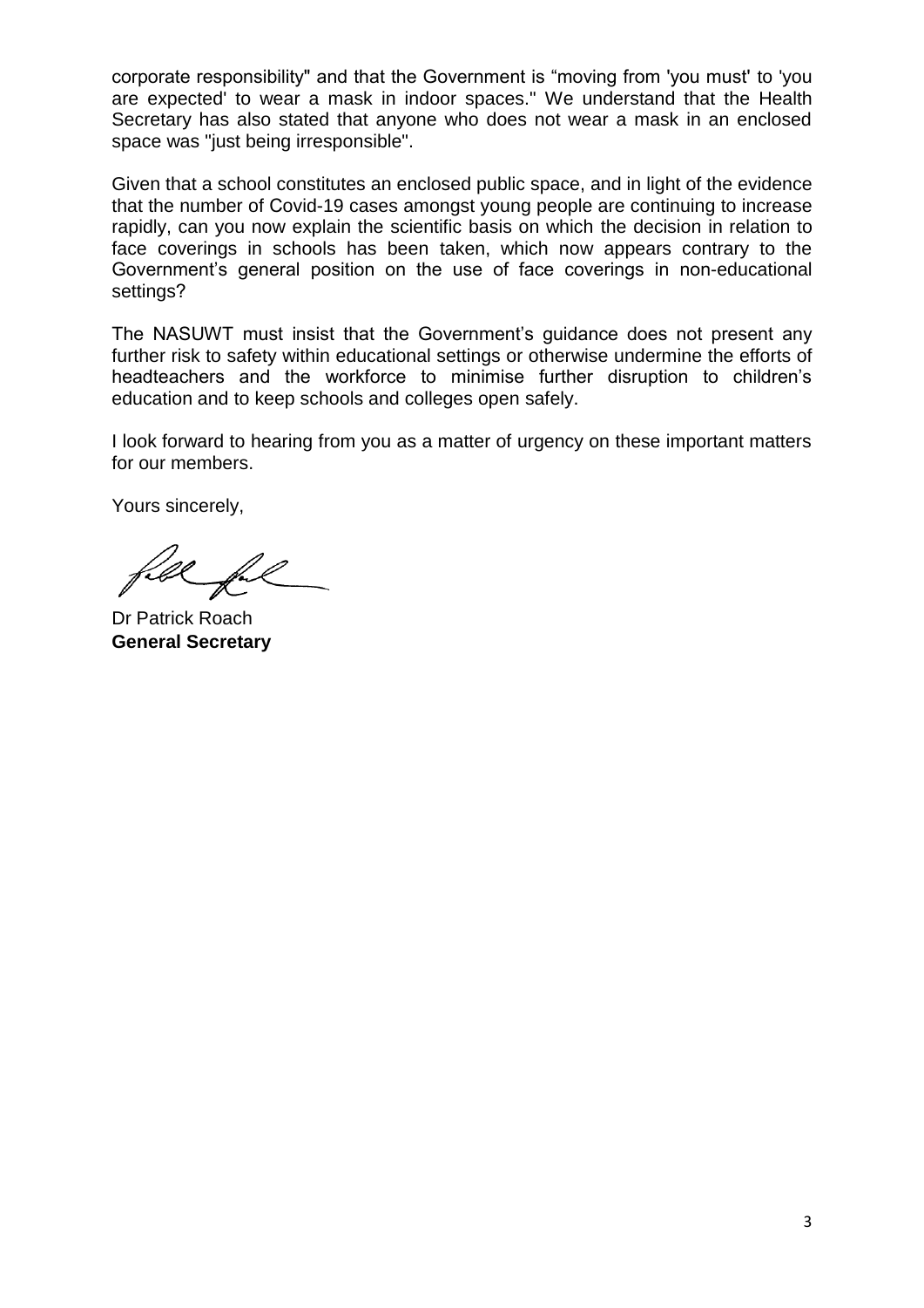corporate responsibility" and that the Government is "moving from 'you must' to 'you are expected' to wear a mask in indoor spaces." We understand that the Health Secretary has also stated that anyone who does not wear a mask in an enclosed space was "just being irresponsible".

Given that a school constitutes an enclosed public space, and in light of the evidence that the number of Covid-19 cases amongst young people are continuing to increase rapidly, can you now explain the scientific basis on which the decision in relation to face coverings in schools has been taken, which now appears contrary to the Government's general position on the use of face coverings in non-educational settings?

The NASUWT must insist that the Government's guidance does not present any further risk to safety within educational settings or otherwise undermine the efforts of headteachers and the workforce to minimise further disruption to children's education and to keep schools and colleges open safely.

I look forward to hearing from you as a matter of urgency on these important matters for our members.

Yours sincerely,

Dr Patrick Roach
**General Secretary**